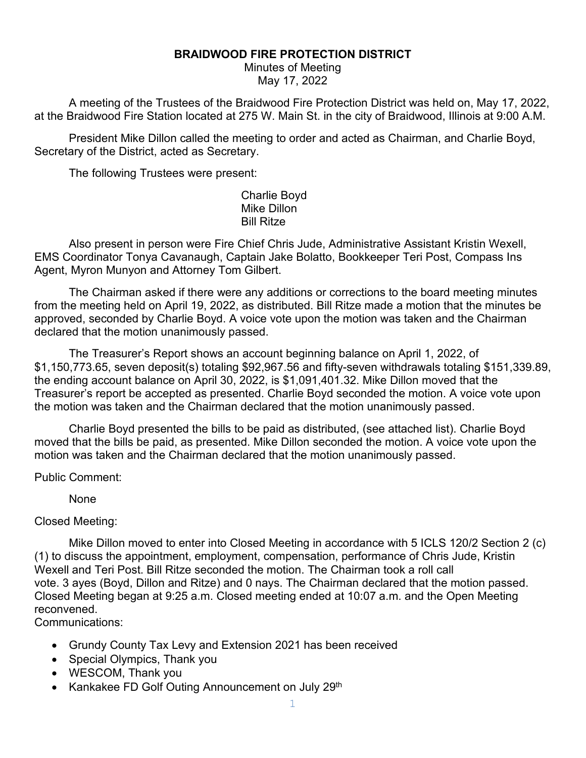# BRAIDWOOD FIRE PROTECTION DISTRICT

Minutes of Meeting
May 17, 2022

A meeting of the Trustees of the Braidwood Fire Protection District was held on, May 17, 2022, at the Braidwood Fire Station located at 275 W. Main St. in the city of Braidwood, Illinois at 9:00 A.M.

President Mike Dillon called the meeting to order and acted as Chairman, and Charlie Boyd, Secretary of the District, acted as Secretary.

The following Trustees were present:

Charlie Boyd
Mike Dillon
Bill Ritze

Also present in person were Fire Chief Chris Jude, Administrative Assistant Kristin Wexell, EMS Coordinator Tonya Cavanaugh, Captain Jake Bolatto, Bookkeeper Teri Post, Compass Ins Agent, Myron Munyon and Attorney Tom Gilbert.

The Chairman asked if there were any additions or corrections to the board meeting minutes from the meeting held on April 19, 2022, as distributed. Bill Ritze made a motion that the minutes be approved, seconded by Charlie Boyd. A voice vote upon the motion was taken and the Chairman declared that the motion unanimously passed.

The Treasurer's Report shows an account beginning balance on April 1, 2022, of $1,150,773.65, seven deposit(s) totaling $92,967.56 and fifty-seven withdrawals totaling $151,339.89, the ending account balance on April 30, 2022, is $1,091,401.32. Mike Dillon moved that the Treasurer's report be accepted as presented. Charlie Boyd seconded the motion. A voice vote upon the motion was taken and the Chairman declared that the motion unanimously passed.

Charlie Boyd presented the bills to be paid as distributed, (see attached list). Charlie Boyd moved that the bills be paid, as presented. Mike Dillon seconded the motion. A voice vote upon the motion was taken and the Chairman declared that the motion unanimously passed.

Public Comment:

None

Closed Meeting:

Mike Dillon moved to enter into Closed Meeting in accordance with 5 ICLS 120/2 Section 2 (c) (1) to discuss the appointment, employment, compensation, performance of Chris Jude, Kristin Wexell and Teri Post. Bill Ritze seconded the motion. The Chairman took a roll call vote. 3 ayes (Boyd, Dillon and Ritze) and 0 nays. The Chairman declared that the motion passed. Closed Meeting began at 9:25 a.m. Closed meeting ended at 10:07 a.m. and the Open Meeting reconvened.

Communications:

- Grundy County Tax Levy and Extension 2021 has been received
- Special Olympics, Thank you
- WESCOM, Thank you
- Kankakee FD Golf Outing Announcement on July 29th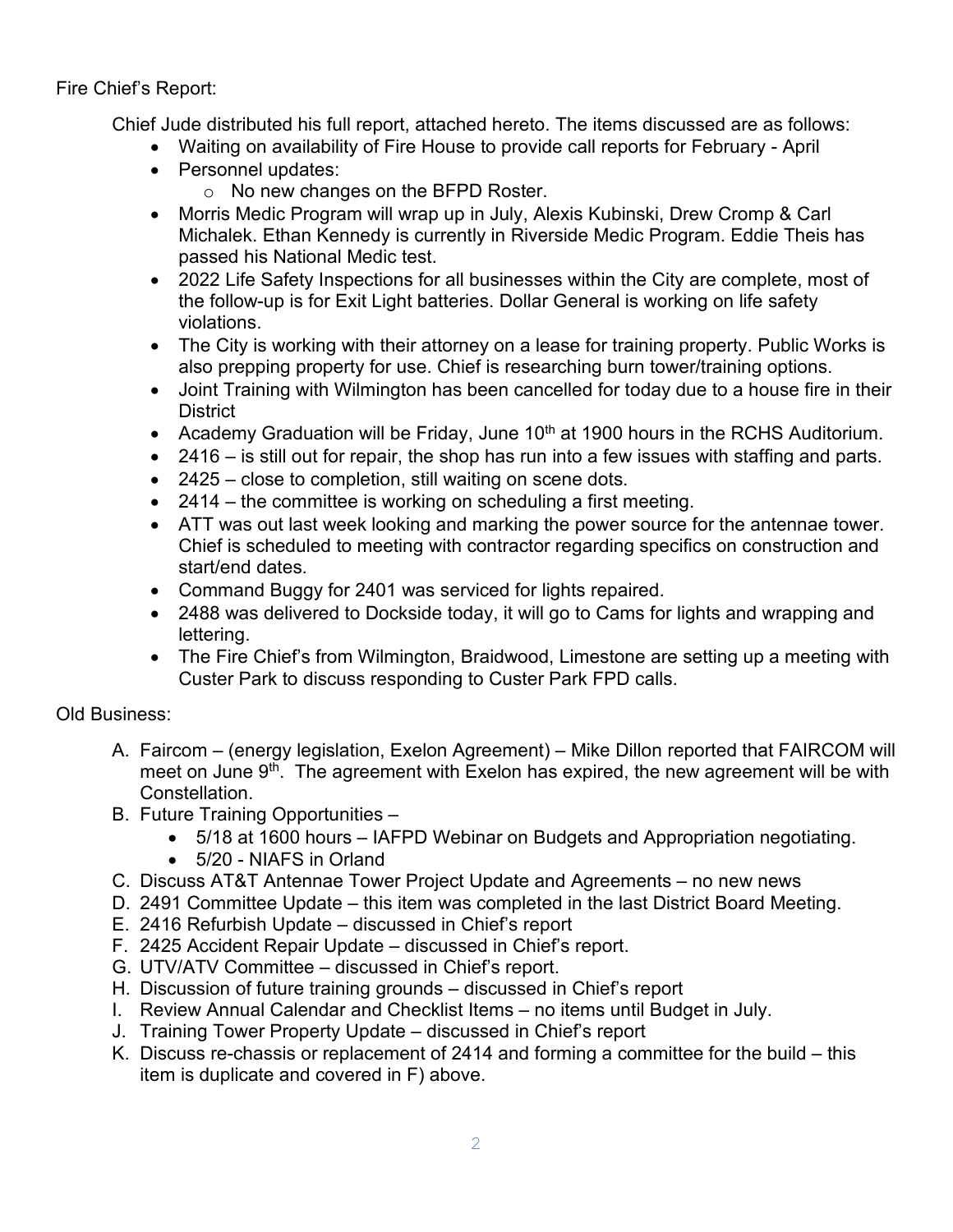Fire Chief's Report:

Chief Jude distributed his full report, attached hereto. The items discussed are as follows:

- Waiting on availability of Fire House to provide call reports for February - April
- Personnel updates:
  - No new changes on the BFPD Roster.
- Morris Medic Program will wrap up in July, Alexis Kubinski, Drew Cromp & Carl Michalek. Ethan Kennedy is currently in Riverside Medic Program. Eddie Theis has passed his National Medic test.
- 2022 Life Safety Inspections for all businesses within the City are complete, most of the follow-up is for Exit Light batteries. Dollar General is working on life safety violations.
- The City is working with their attorney on a lease for training property. Public Works is also prepping property for use. Chief is researching burn tower/training options.
- Joint Training with Wilmington has been cancelled for today due to a house fire in their District
- Academy Graduation will be Friday, June 10th at 1900 hours in the RCHS Auditorium.
- 2416 – is still out for repair, the shop has run into a few issues with staffing and parts.
- 2425 – close to completion, still waiting on scene dots.
- 2414 – the committee is working on scheduling a first meeting.
- ATT was out last week looking and marking the power source for the antennae tower. Chief is scheduled to meeting with contractor regarding specifics on construction and start/end dates.
- Command Buggy for 2401 was serviced for lights repaired.
- 2488 was delivered to Dockside today, it will go to Cams for lights and wrapping and lettering.
- The Fire Chief's from Wilmington, Braidwood, Limestone are setting up a meeting with Custer Park to discuss responding to Custer Park FPD calls.

Old Business:

A. Faircom – (energy legislation, Exelon Agreement) – Mike Dillon reported that FAIRCOM will meet on June 9th. The agreement with Exelon has expired, the new agreement will be with Constellation.
B. Future Training Opportunities –
   - 5/18 at 1600 hours – IAFPD Webinar on Budgets and Appropriation negotiating.
   - 5/20 - NIAFS in Orland
C. Discuss AT&T Antennae Tower Project Update and Agreements – no new news
D. 2491 Committee Update – this item was completed in the last District Board Meeting.
E. 2416 Refurbish Update – discussed in Chief's report
F. 2425 Accident Repair Update – discussed in Chief's report.
G. UTV/ATV Committee – discussed in Chief's report.
H. Discussion of future training grounds – discussed in Chief's report
I. Review Annual Calendar and Checklist Items – no items until Budget in July.
J. Training Tower Property Update – discussed in Chief's report
K. Discuss re-chassis or replacement of 2414 and forming a committee for the build – this item is duplicate and covered in F) above.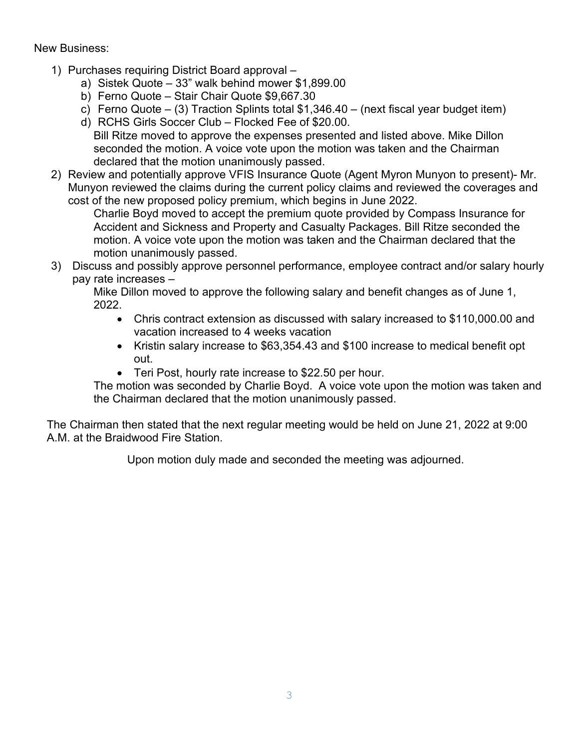New Business:

1) Purchases requiring District Board approval –
   a) Sistek Quote – 33" walk behind mower $1,899.00
   b) Ferno Quote – Stair Chair Quote $9,667.30
   c) Ferno Quote – (3) Traction Splints total $1,346.40 – (next fiscal year budget item)
   d) RCHS Girls Soccer Club – Flocked Fee of $20.00.

   Bill Ritze moved to approve the expenses presented and listed above. Mike Dillon seconded the motion. A voice vote upon the motion was taken and the Chairman declared that the motion unanimously passed.

2) Review and potentially approve VFIS Insurance Quote (Agent Myron Munyon to present)- Mr. Munyon reviewed the claims during the current policy claims and reviewed the coverages and cost of the new proposed policy premium, which begins in June 2022.

   Charlie Boyd moved to accept the premium quote provided by Compass Insurance for Accident and Sickness and Property and Casualty Packages. Bill Ritze seconded the motion. A voice vote upon the motion was taken and the Chairman declared that the motion unanimously passed.

3) Discuss and possibly approve personnel performance, employee contract and/or salary hourly pay rate increases –

   Mike Dillon moved to approve the following salary and benefit changes as of June 1, 2022.

   - Chris contract extension as discussed with salary increased to $110,000.00 and vacation increased to 4 weeks vacation
   - Kristin salary increase to $63,354.43 and $100 increase to medical benefit opt out.
   - Teri Post, hourly rate increase to $22.50 per hour.

   The motion was seconded by Charlie Boyd. A voice vote upon the motion was taken and the Chairman declared that the motion unanimously passed.

The Chairman then stated that the next regular meeting would be held on June 21, 2022 at 9:00 A.M. at the Braidwood Fire Station.

Upon motion duly made and seconded the meeting was adjourned.